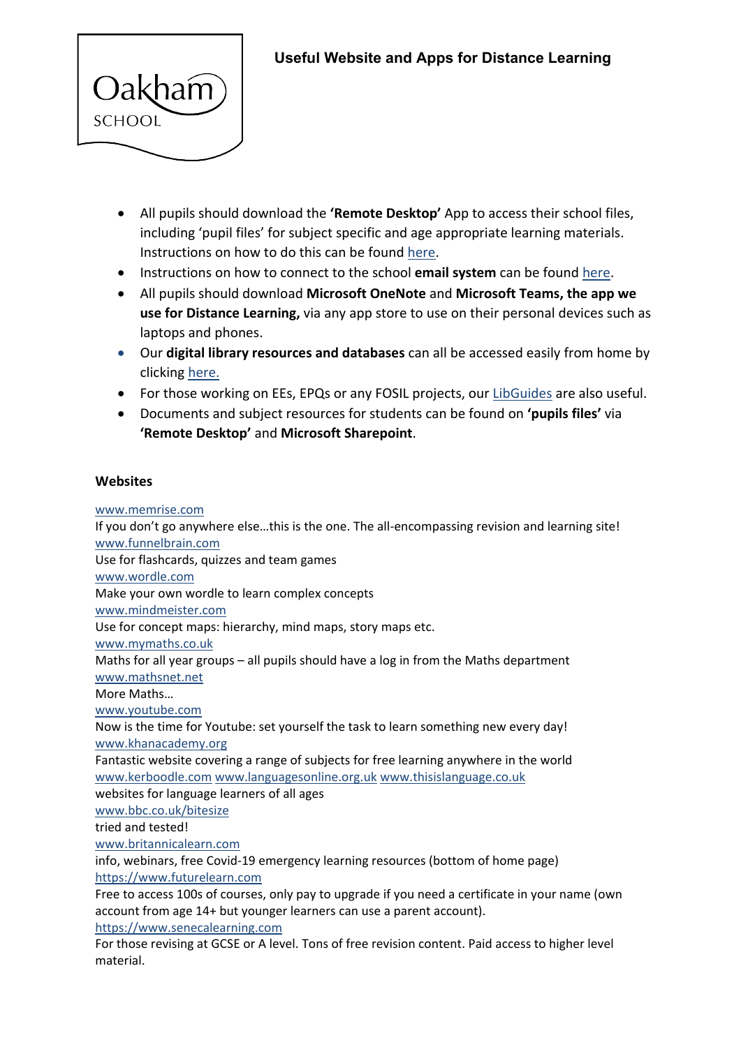# Useful Website and Apps for Distance Learning

- All pupils should download the **'Remote Desktop'** App to access their school files, including 'pupil files' for subject specific and age appropriate learning materials. Instructions on how to do this can be found here.
- Instructions on how to connect to the school **email system** can be found here.
- All pupils should download **Microsoft OneNote** and **Microsoft Teams, the app we use for Distance Learning,** via any app store to use on their personal devices such as laptops and phones.
- Our **digital library resources and databases** can all be accessed easily from home by clicking here.
- For those working on EEs, EPQs or any FOSIL projects, our LibGuides are also useful.
- Documents and subject resources for students can be found on **'pupils files'** via **'Remote Desktop'** and **Microsoft Sharepoint**.

## Websites

www.memrise.com
If you don't go anywhere else…this is the one. The all-encompassing revision and learning site!
www.funnelbrain.com
Use for flashcards, quizzes and team games
www.wordle.com
Make your own wordle to learn complex concepts
www.mindmeister.com
Use for concept maps: hierarchy, mind maps, story maps etc.
www.mymaths.co.uk
Maths for all year groups – all pupils should have a log in from the Maths department
www.mathsnet.net
More Maths…
www.youtube.com
Now is the time for Youtube: set yourself the task to learn something new every day!
www.khanacademy.org
Fantastic website covering a range of subjects for free learning anywhere in the world
www.kerboodle.com www.languagesonline.org.uk www.thisislanguage.co.uk
websites for language learners of all ages
www.bbc.co.uk/bitesize
tried and tested!
www.britannicalearn.com
info, webinars, free Covid-19 emergency learning resources (bottom of home page)
https://www.futurelearn.com
Free to access 100s of courses, only pay to upgrade if you need a certificate in your name (own account from age 14+ but younger learners can use a parent account).
https://www.senecalearning.com
For those revising at GCSE or A level. Tons of free revision content. Paid access to higher level material.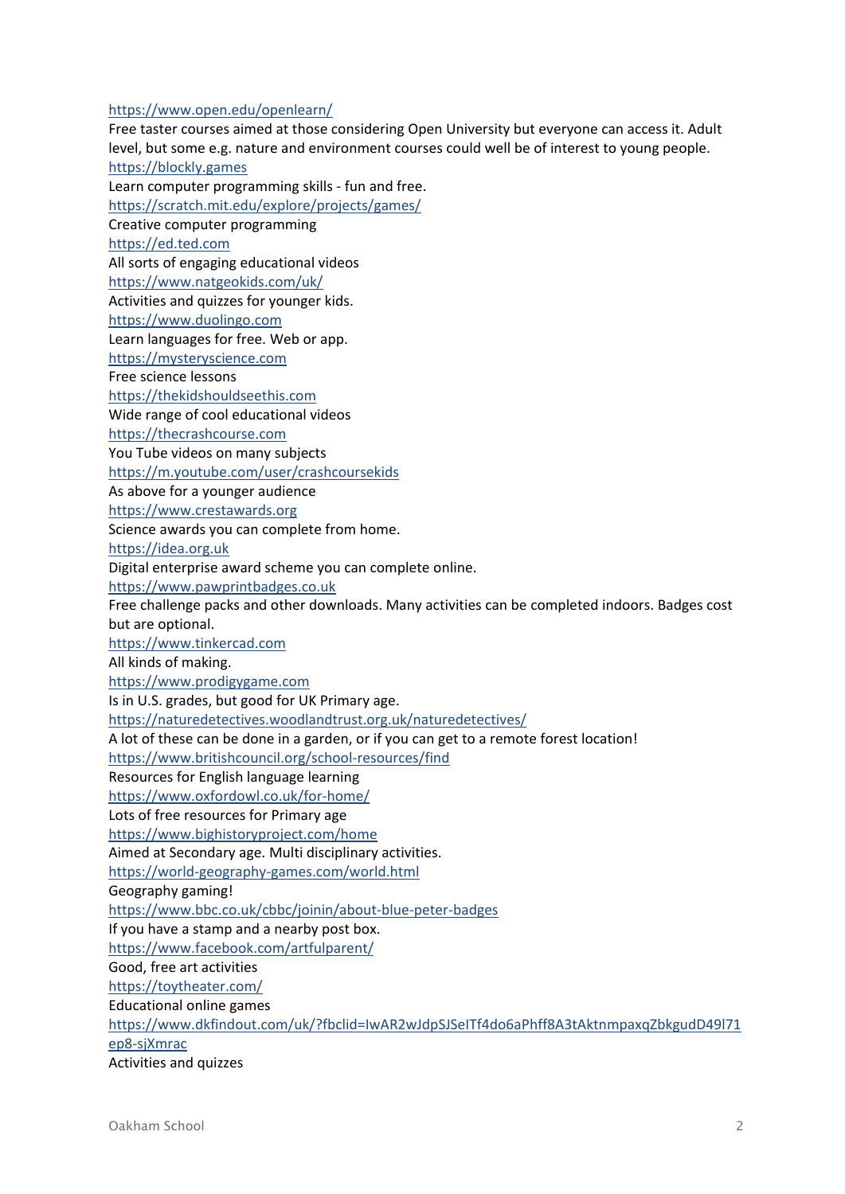https://www.open.edu/openlearn/
Free taster courses aimed at those considering Open University but everyone can access it. Adult level, but some e.g. nature and environment courses could well be of interest to young people.
https://blockly.games
Learn computer programming skills - fun and free.
https://scratch.mit.edu/explore/projects/games/
Creative computer programming
https://ed.ted.com
All sorts of engaging educational videos
https://www.natgeokids.com/uk/
Activities and quizzes for younger kids.
https://www.duolingo.com
Learn languages for free. Web or app.
https://mysteryscience.com
Free science lessons
https://thekidshouldseethis.com
Wide range of cool educational videos
https://thecrashcourse.com
You Tube videos on many subjects
https://m.youtube.com/user/crashcoursekids
As above for a younger audience
https://www.crestawards.org
Science awards you can complete from home.
https://idea.org.uk
Digital enterprise award scheme you can complete online.
https://www.pawprintbadges.co.uk
Free challenge packs and other downloads. Many activities can be completed indoors. Badges cost but are optional.
https://www.tinkercad.com
All kinds of making.
https://www.prodigygame.com
Is in U.S. grades, but good for UK Primary age.
https://naturedetectives.woodlandtrust.org.uk/naturedetectives/
A lot of these can be done in a garden, or if you can get to a remote forest location!
https://www.britishcouncil.org/school-resources/find
Resources for English language learning
https://www.oxfordowl.co.uk/for-home/
Lots of free resources for Primary age
https://www.bighistoryproject.com/home
Aimed at Secondary age. Multi disciplinary activities.
https://world-geography-games.com/world.html
Geography gaming!
https://www.bbc.co.uk/cbbc/joinin/about-blue-peter-badges
If you have a stamp and a nearby post box.
https://www.facebook.com/artfulparent/
Good, free art activities
https://toytheater.com/
Educational online games
https://www.dkfindout.com/uk/?fbclid=IwAR2wJdpSJSeITf4do6aPhff8A3tAktnmpaxqZbkgudD49l71ep8-sjXmrac
Activities and quizzes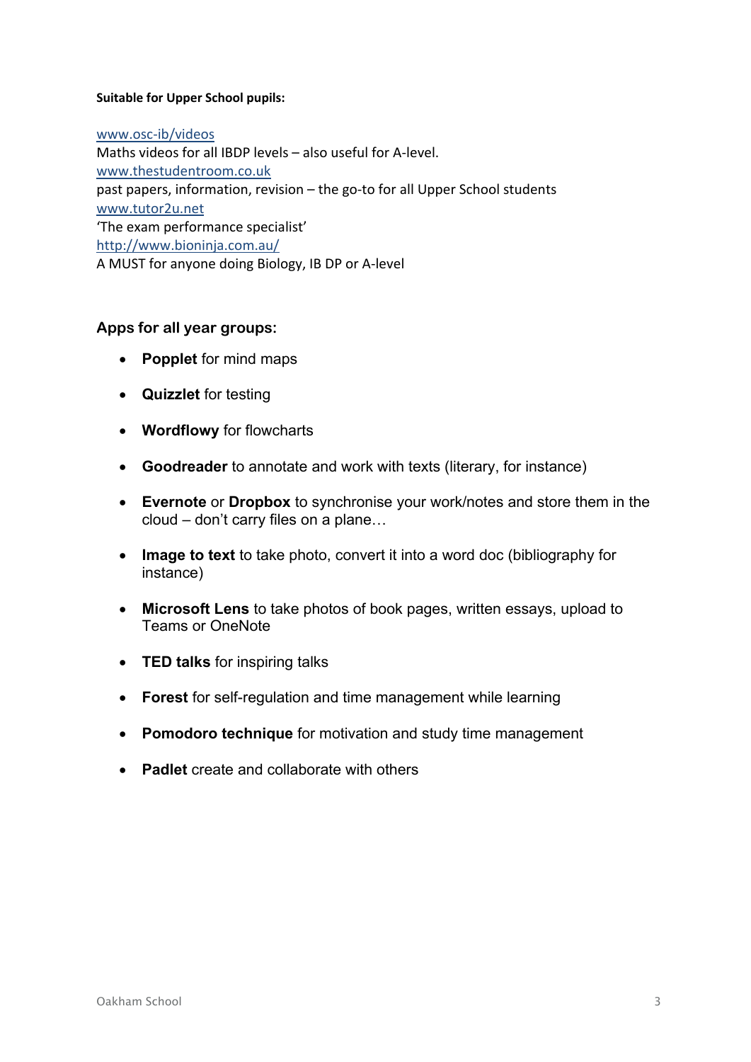**Suitable for Upper School pupils:**

[www.osc-ib/videos](www.osc-ib/videos)
Maths videos for all IBDP levels – also useful for A-level.
[www.thestudentroom.co.uk](www.thestudentroom.co.uk)
past papers, information, revision – the go-to for all Upper School students
[www.tutor2u.net](www.tutor2u.net)
'The exam performance specialist'
[http://www.bioninja.com.au/](http://www.bioninja.com.au/)
A MUST for anyone doing Biology, IB DP or A-level

## Apps for all year groups:

- **Popplet** for mind maps
- **Quizzlet** for testing
- **Wordflowy** for flowcharts
- **Goodreader** to annotate and work with texts (literary, for instance)
- **Evernote** or **Dropbox** to synchronise your work/notes and store them in the cloud – don't carry files on a plane…
- **Image to text** to take photo, convert it into a word doc (bibliography for instance)
- **Microsoft Lens** to take photos of book pages, written essays, upload to Teams or OneNote
- **TED talks** for inspiring talks
- **Forest** for self-regulation and time management while learning
- **Pomodoro technique** for motivation and study time management
- **Padlet** create and collaborate with others